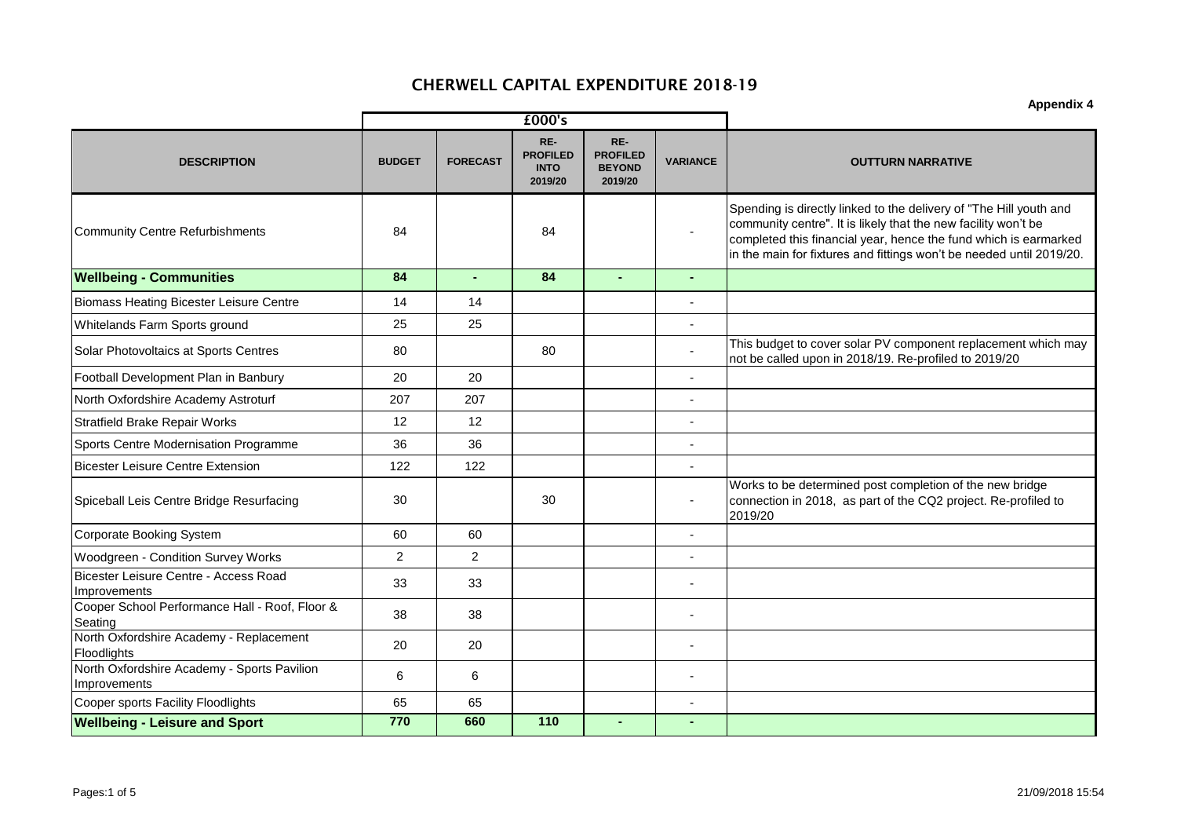# CHERWELL CAPITAL EXPENDITURE 2018-19

**Appendix 4**

| | £000's | | | | | |
|---|---|---|---|---|---|---|
| **DESCRIPTION** | **BUDGET** | **FORECAST** | **RE-PROFILED INTO 2019/20** | **RE-PROFILED BEYOND 2019/20** | **VARIANCE** | **OUTTURN NARRATIVE** |
| Community Centre Refurbishments | 84 | | 84 | | - | Spending is directly linked to the delivery of "The Hill youth and community centre". It is likely that the new facility won't be completed this financial year, hence the fund which is earmarked in the main for fixtures and fittings won't be needed until 2019/20. |
| **Wellbeing - Communities** | **84** | **-** | **84** | **-** | **-** | |
| Biomass Heating Bicester Leisure Centre | 14 | 14 | | | - | |
| Whitelands Farm Sports ground | 25 | 25 | | | - | |
| Solar Photovoltaics at Sports Centres | 80 | | 80 | | - | This budget to cover solar PV component replacement which may not be called upon in 2018/19. Re-profiled to 2019/20 |
| Football Development Plan in Banbury | 20 | 20 | | | - | |
| North Oxfordshire Academy Astroturf | 207 | 207 | | | - | |
| Stratfield Brake Repair Works | 12 | 12 | | | - | |
| Sports Centre Modernisation Programme | 36 | 36 | | | - | |
| Bicester Leisure Centre Extension | 122 | 122 | | | - | |
| Spiceball Leis Centre Bridge Resurfacing | 30 | | 30 | | - | Works to be determined post completion of the new bridge connection in 2018, as part of the CQ2 project. Re-profiled to 2019/20 |
| Corporate Booking System | 60 | 60 | | | - | |
| Woodgreen - Condition Survey Works | 2 | 2 | | | - | |
| Bicester Leisure Centre - Access Road Improvements | 33 | 33 | | | - | |
| Cooper School Performance Hall - Roof, Floor & Seating | 38 | 38 | | | - | |
| North Oxfordshire Academy - Replacement Floodlights | 20 | 20 | | | - | |
| North Oxfordshire Academy - Sports Pavilion Improvements | 6 | 6 | | | - | |
| Cooper sports Facility Floodlights | 65 | 65 | | | - | |
| **Wellbeing - Leisure and Sport** | **770** | **660** | **110** | **-** | **-** | |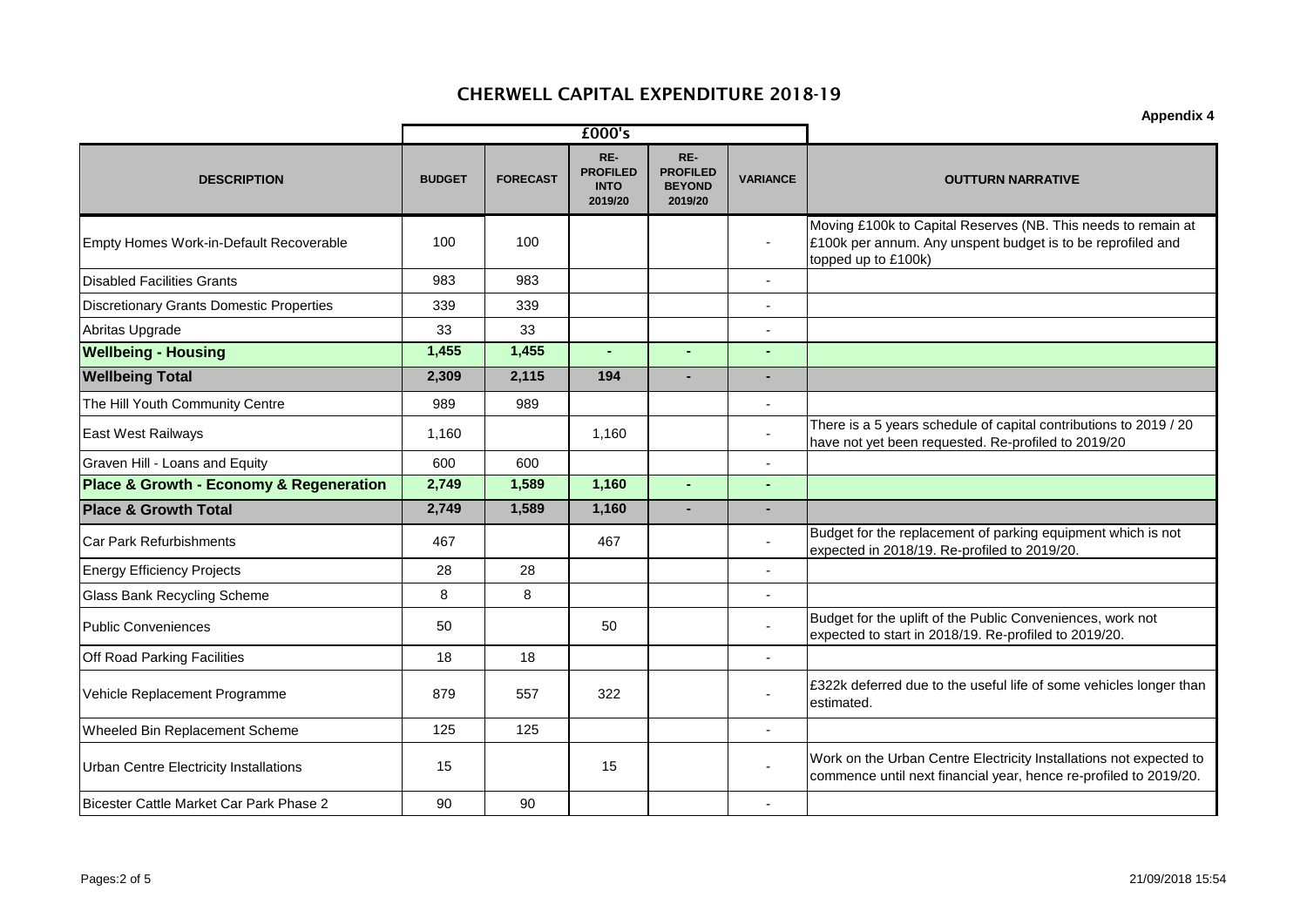# CHERWELL CAPITAL EXPENDITURE 2018-19

**Appendix 4**

| | £000's | | | | | |
|---|---|---|---|---|---|---|
| **DESCRIPTION** | **BUDGET** | **FORECAST** | **RE-PROFILED INTO 2019/20** | **RE-PROFILED BEYOND 2019/20** | **VARIANCE** | **OUTTURN NARRATIVE** |
| Empty Homes Work-in-Default Recoverable | 100 | 100 | | | - | Moving £100k to Capital Reserves (NB. This needs to remain at £100k per annum. Any unspent budget is to be reprofiled and topped up to £100k) |
| Disabled Facilities Grants | 983 | 983 | | | - | |
| Discretionary Grants Domestic Properties | 339 | 339 | | | - | |
| Abritas Upgrade | 33 | 33 | | | - | |
| **Wellbeing - Housing** | **1,455** | **1,455** | **-** | **-** | **-** | |
| **Wellbeing Total** | **2,309** | **2,115** | **194** | **-** | **-** | |
| The Hill Youth Community Centre | 989 | 989 | | | - | |
| East West Railways | 1,160 | | 1,160 | | - | There is a 5 years schedule of capital contributions to 2019 / 20 have not yet been requested. Re-profiled to 2019/20 |
| Graven Hill - Loans and Equity | 600 | 600 | | | - | |
| **Place & Growth - Economy & Regeneration** | **2,749** | **1,589** | **1,160** | **-** | **-** | |
| **Place & Growth Total** | **2,749** | **1,589** | **1,160** | **-** | **-** | |
| Car Park Refurbishments | 467 | | 467 | | - | Budget for the replacement of parking equipment which is not expected in 2018/19. Re-profiled to 2019/20. |
| Energy Efficiency Projects | 28 | 28 | | | - | |
| Glass Bank Recycling Scheme | 8 | 8 | | | - | |
| Public Conveniences | 50 | | 50 | | - | Budget for the uplift of the Public Conveniences, work not expected to start in 2018/19. Re-profiled to 2019/20. |
| Off Road Parking Facilities | 18 | 18 | | | - | |
| Vehicle Replacement Programme | 879 | 557 | 322 | | - | £322k deferred due to the useful life of some vehicles longer than estimated. |
| Wheeled Bin Replacement Scheme | 125 | 125 | | | - | |
| Urban Centre Electricity Installations | 15 | | 15 | | - | Work on the Urban Centre Electricity Installations not expected to commence until next financial year, hence re-profiled to 2019/20. |
| Bicester Cattle Market Car Park Phase 2 | 90 | 90 | | | - | |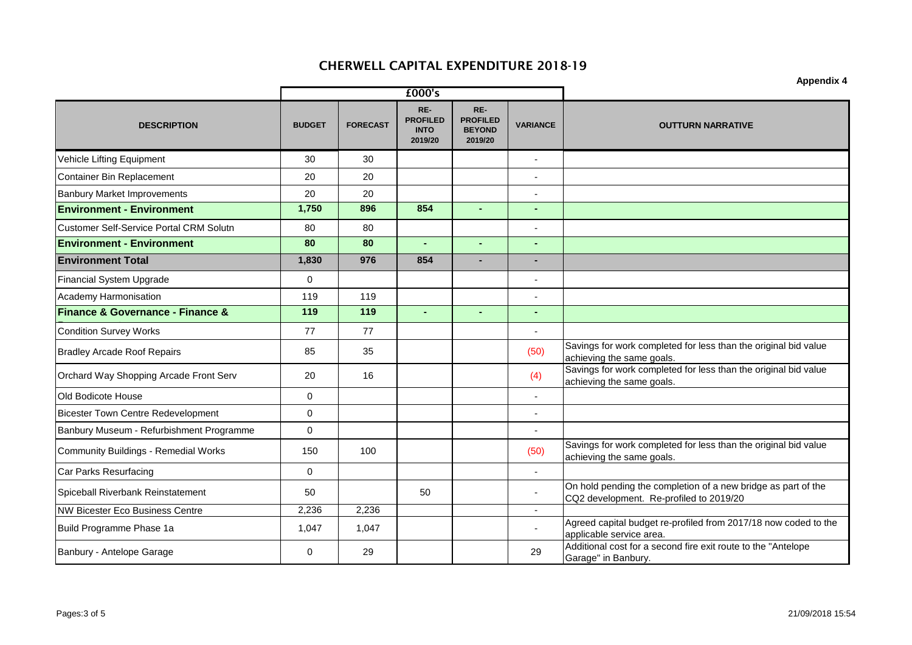# CHERWELL CAPITAL EXPENDITURE 2018-19

**Appendix 4**

| DESCRIPTION | £000's | | | | | OUTTURN NARRATIVE |
|---|---|---|---|---|---|---|
| | BUDGET | FORECAST | RE-PROFILED INTO 2019/20 | RE-PROFILED BEYOND 2019/20 | VARIANCE | |
| Vehicle Lifting Equipment | 30 | 30 | | | - | |
| Container Bin Replacement | 20 | 20 | | | - | |
| Banbury Market Improvements | 20 | 20 | | | - | |
| **Environment - Environment** | **1,750** | **896** | **854** | **-** | **-** | |
| Customer Self-Service Portal CRM Solutn | 80 | 80 | | | - | |
| **Environment - Environment** | **80** | **80** | **-** | **-** | **-** | |
| **Environment Total** | **1,830** | **976** | **854** | **-** | **-** | |
| Financial System Upgrade | 0 | | | | - | |
| Academy Harmonisation | 119 | 119 | | | - | |
| **Finance & Governance - Finance &** | **119** | **119** | **-** | **-** | **-** | |
| Condition Survey Works | 77 | 77 | | | - | |
| Bradley Arcade Roof Repairs | 85 | 35 | | | (50) | Savings for work completed for less than the original bid value achieving the same goals. |
| Orchard Way Shopping Arcade Front Serv | 20 | 16 | | | (4) | Savings for work completed for less than the original bid value achieving the same goals. |
| Old Bodicote House | 0 | | | | - | |
| Bicester Town Centre Redevelopment | 0 | | | | - | |
| Banbury Museum - Refurbishment Programme | 0 | | | | - | |
| Community Buildings - Remedial Works | 150 | 100 | | | (50) | Savings for work completed for less than the original bid value achieving the same goals. |
| Car Parks Resurfacing | 0 | | | | - | |
| Spiceball Riverbank Reinstatement | 50 | | 50 | | - | On hold pending the completion of a new bridge as part of the CQ2 development. Re-profiled to 2019/20 |
| NW Bicester Eco Business Centre | 2,236 | 2,236 | | | - | |
| Build Programme Phase 1a | 1,047 | 1,047 | | | - | Agreed capital budget re-profiled from 2017/18 now coded to the applicable service area. |
| Banbury - Antelope Garage | 0 | 29 | | | 29 | Additional cost for a second fire exit route to the "Antelope Garage" in Banbury. |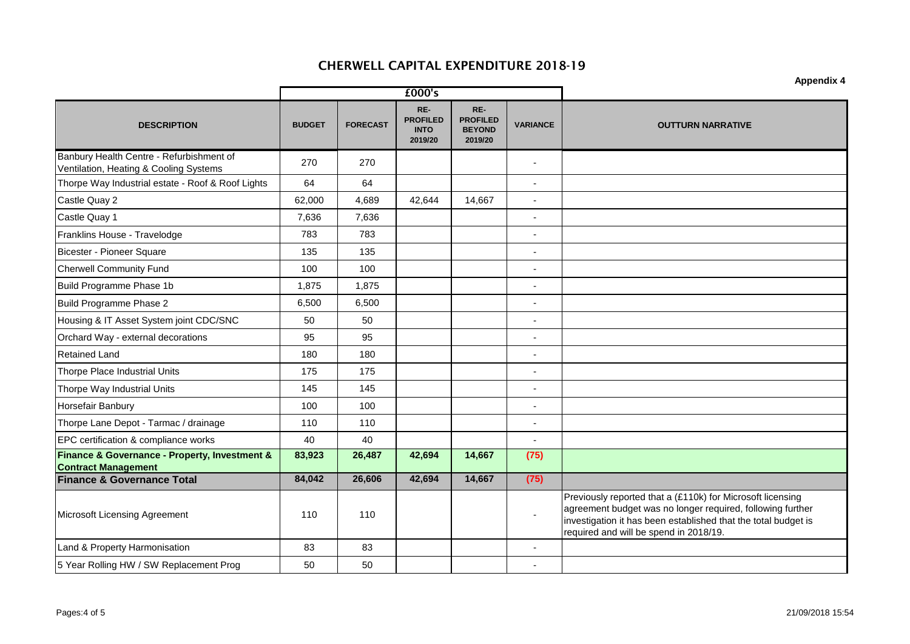# CHERWELL CAPITAL EXPENDITURE 2018-19

**Appendix 4**

| | £000's | | | | | |
|---|---|---|---|---|---|---|
| **DESCRIPTION** | **BUDGET** | **FORECAST** | **RE-PROFILED INTO 2019/20** | **RE-PROFILED BEYOND 2019/20** | **VARIANCE** | **OUTTURN NARRATIVE** |
| Banbury Health Centre - Refurbishment of Ventilation, Heating & Cooling Systems | 270 | 270 | | | - | |
| Thorpe Way Industrial estate - Roof & Roof Lights | 64 | 64 | | | - | |
| Castle Quay 2 | 62,000 | 4,689 | 42,644 | 14,667 | - | |
| Castle Quay 1 | 7,636 | 7,636 | | | - | |
| Franklins House - Travelodge | 783 | 783 | | | - | |
| Bicester - Pioneer Square | 135 | 135 | | | - | |
| Cherwell Community Fund | 100 | 100 | | | - | |
| Build Programme Phase 1b | 1,875 | 1,875 | | | - | |
| Build Programme Phase 2 | 6,500 | 6,500 | | | - | |
| Housing & IT Asset System joint CDC/SNC | 50 | 50 | | | - | |
| Orchard Way - external decorations | 95 | 95 | | | - | |
| Retained Land | 180 | 180 | | | - | |
| Thorpe Place Industrial Units | 175 | 175 | | | - | |
| Thorpe Way Industrial Units | 145 | 145 | | | - | |
| Horsefair Banbury | 100 | 100 | | | - | |
| Thorpe Lane Depot - Tarmac / drainage | 110 | 110 | | | - | |
| EPC certification & compliance works | 40 | 40 | | | - | |
| **Finance & Governance - Property, Investment & Contract Management** | **83,923** | **26,487** | **42,694** | **14,667** | **(75)** | |
| **Finance & Governance Total** | **84,042** | **26,606** | **42,694** | **14,667** | **(75)** | |
| Microsoft Licensing Agreement | 110 | 110 | | | - | Previously reported that a (£110k) for Microsoft licensing agreement budget was no longer required, following further investigation it has been established that the total budget is required and will be spend in 2018/19. |
| Land & Property Harmonisation | 83 | 83 | | | - | |
| 5 Year Rolling HW / SW Replacement Prog | 50 | 50 | | | - | |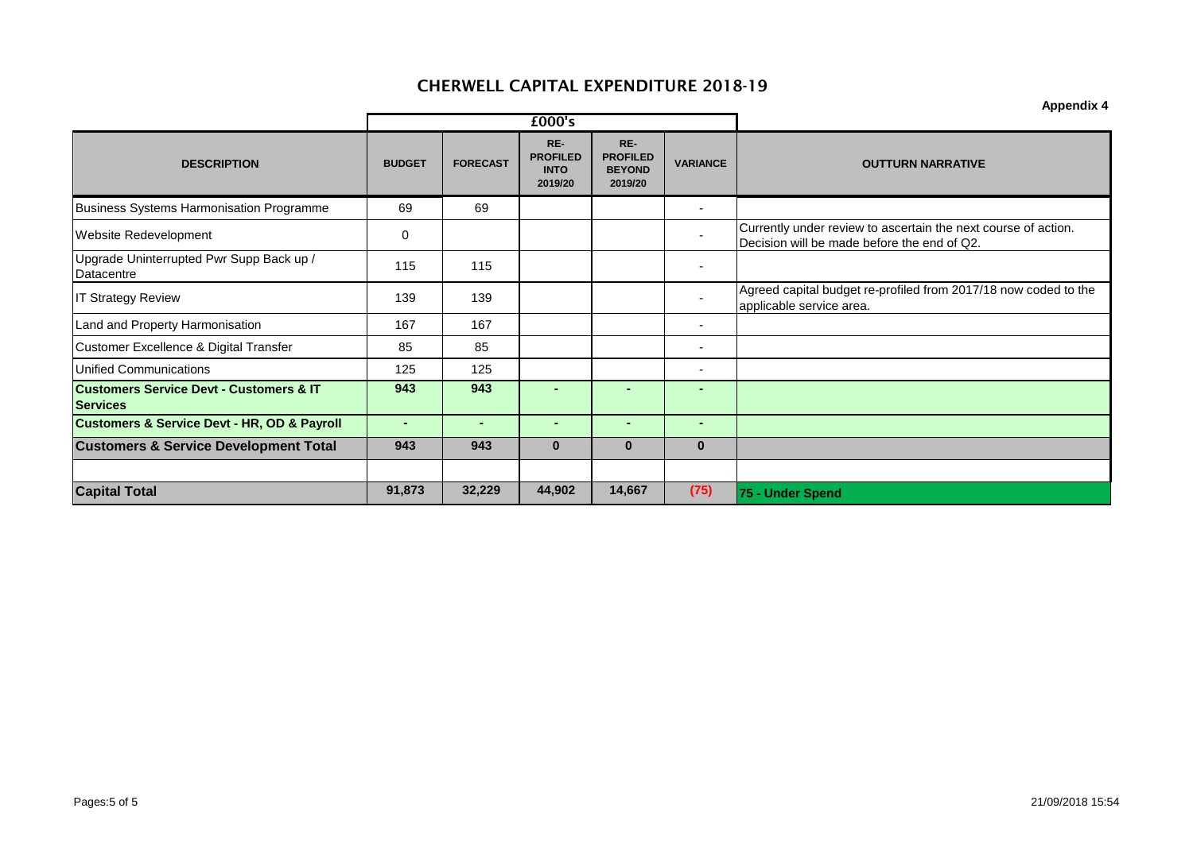# CHERWELL CAPITAL EXPENDITURE 2018-19

**Appendix 4**

| | £000's | | | | | |
|---|---|---|---|---|---|---|
| **DESCRIPTION** | **BUDGET** | **FORECAST** | **RE-PROFILED INTO 2019/20** | **RE-PROFILED BEYOND 2019/20** | **VARIANCE** | **OUTTURN NARRATIVE** |
| Business Systems Harmonisation Programme | 69 | 69 | | | - | |
| Website Redevelopment | 0 | | | | - | Currently under review to ascertain the next course of action. Decision will be made before the end of Q2. |
| Upgrade Uninterrupted Pwr Supp Back up / Datacentre | 115 | 115 | | | - | |
| IT Strategy Review | 139 | 139 | | | - | Agreed capital budget re-profiled from 2017/18 now coded to the applicable service area. |
| Land and Property Harmonisation | 167 | 167 | | | - | |
| Customer Excellence & Digital Transfer | 85 | 85 | | | - | |
| Unified Communications | 125 | 125 | | | - | |
| **Customers Service Devt - Customers & IT Services** | **943** | **943** | **-** | **-** | **-** | |
| **Customers & Service Devt - HR, OD & Payroll** | **-** | **-** | **-** | **-** | **-** | |
| **Customers & Service Development Total** | **943** | **943** | **0** | **0** | **0** | |
| | | | | | | |
| **Capital Total** | **91,873** | **32,229** | **44,902** | **14,667** | **(75)** | **75 - Under Spend** |